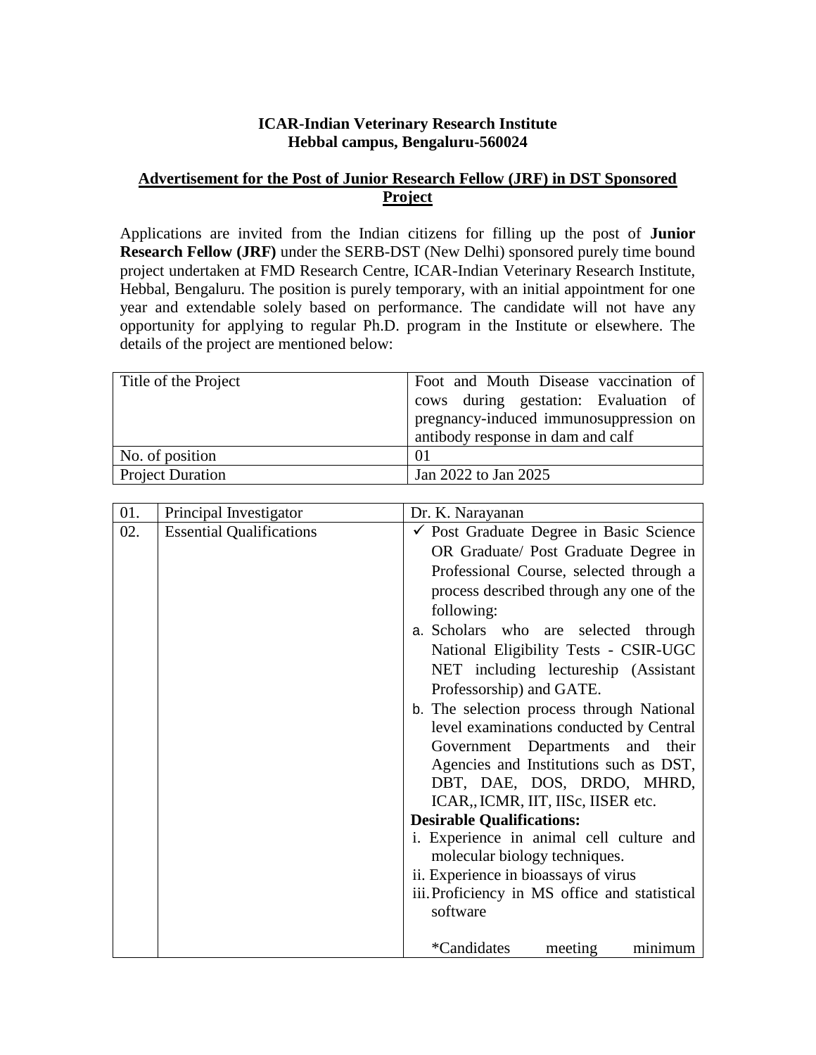**ICAR-Indian Veterinary Research Institute**
**Hebbal campus, Bengaluru-560024**

## Advertisement for the Post of Junior Research Fellow (JRF) in DST Sponsored Project

Applications are invited from the Indian citizens for filling up the post of **Junior Research Fellow (JRF)** under the SERB-DST (New Delhi) sponsored purely time bound project undertaken at FMD Research Centre, ICAR-Indian Veterinary Research Institute, Hebbal, Bengaluru. The position is purely temporary, with an initial appointment for one year and extendable solely based on performance. The candidate will not have any opportunity for applying to regular Ph.D. program in the Institute or elsewhere. The details of the project are mentioned below:

| | |
|---|---|
| Title of the Project | Foot and Mouth Disease vaccination of cows during gestation: Evaluation of pregnancy-induced immunosuppression on antibody response in dam and calf |
| No. of position | 01 |
| Project Duration | Jan 2022 to Jan 2025 |

| | | |
|---|---|---|
| 01. | Principal Investigator | Dr. K. Narayanan |
| 02. | Essential Qualifications | ✓ Post Graduate Degree in Basic Science OR Graduate/ Post Graduate Degree in Professional Course, selected through a process described through any one of the following:<br>a. Scholars who are selected through National Eligibility Tests - CSIR-UGC NET including lectureship (Assistant Professorship) and GATE.<br>b. The selection process through National level examinations conducted by Central Government Departments and their Agencies and Institutions such as DST, DBT, DAE, DOS, DRDO, MHRD, ICAR,, ICMR, IIT, IISc, IISER etc.<br>**Desirable Qualifications:**<br>i. Experience in animal cell culture and molecular biology techniques.<br>ii. Experience in bioassays of virus<br>iii. Proficiency in MS office and statistical software<br><br>*Candidates meeting minimum |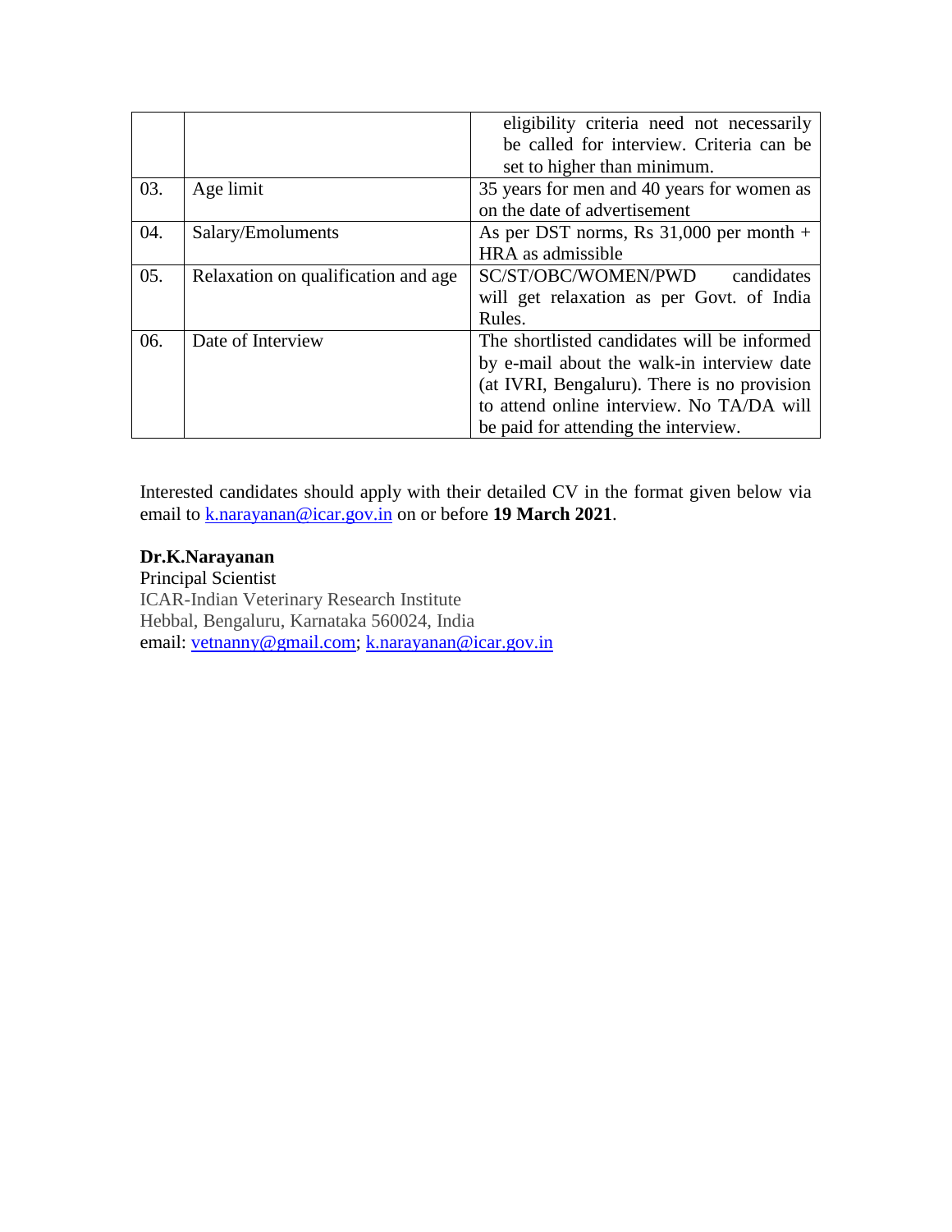| | | |
|---|---|---|
| | | eligibility criteria need not necessarily be called for interview. Criteria can be set to higher than minimum. |
| 03. | Age limit | 35 years for men and 40 years for women as on the date of advertisement |
| 04. | Salary/Emoluments | As per DST norms, Rs 31,000 per month + HRA as admissible |
| 05. | Relaxation on qualification and age | SC/ST/OBC/WOMEN/PWD candidates will get relaxation as per Govt. of India Rules. |
| 06. | Date of Interview | The shortlisted candidates will be informed by e-mail about the walk-in interview date (at IVRI, Bengaluru). There is no provision to attend online interview. No TA/DA will be paid for attending the interview. |

Interested candidates should apply with their detailed CV in the format given below via email to k.narayanan@icar.gov.in on or before **19 March 2021**.

**Dr.K.Narayanan**
Principal Scientist
ICAR-Indian Veterinary Research Institute
Hebbal, Bengaluru, Karnataka 560024, India
email: vetnanny@gmail.com; k.narayanan@icar.gov.in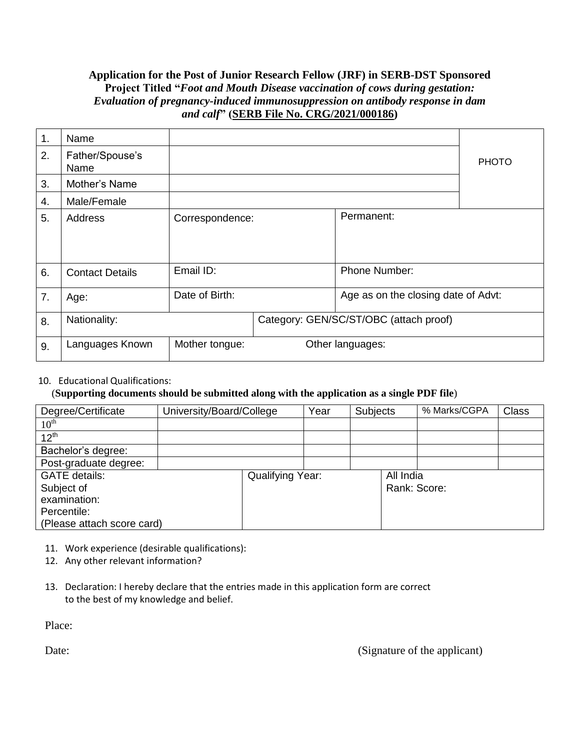**Application for the Post of Junior Research Fellow (JRF) in SERB-DST Sponsored Project Titled "*Foot and Mouth Disease vaccination of cows during gestation: Evaluation of pregnancy-induced immunosuppression on antibody response in dam and calf*" (SERB File No. CRG/2021/000186)**

| | | | | |
|---|---|---|---|---|
| 1. | Name | | | PHOTO |
| 2. | Father/Spouse's Name | | | |
| 3. | Mother's Name | | | |
| 4. | Male/Female | | | |
| 5. | Address | Correspondence: | Permanent: | |
| 6. | Contact Details | Email ID: | Phone Number: | |
| 7. | Age: | Date of Birth: | Age as on the closing date of Advt: | |
| 8. | Nationality: | | Category: GEN/SC/ST/OBC (attach proof) | |
| 9. | Languages Known | Mother tongue: | Other languages: | |

10. Educational Qualifications:

(**Supporting documents should be submitted along with the application as a single PDF file**)

| Degree/Certificate | University/Board/College | Year | Subjects | % Marks/CGPA | Class |
|---|---|---|---|---|---|
| 10th | | | | | |
| 12th | | | | | |
| Bachelor's degree: | | | | | |
| Post-graduate degree: | | | | | |
| GATE details: Subject of examination: Percentile: (Please attach score card) | Qualifying Year: | | All India Rank: Score: | | |

11. Work experience (desirable qualifications):
12. Any other relevant information?
13. Declaration: I hereby declare that the entries made in this application form are correct to the best of my knowledge and belief.

Place:

Date: (Signature of the applicant)